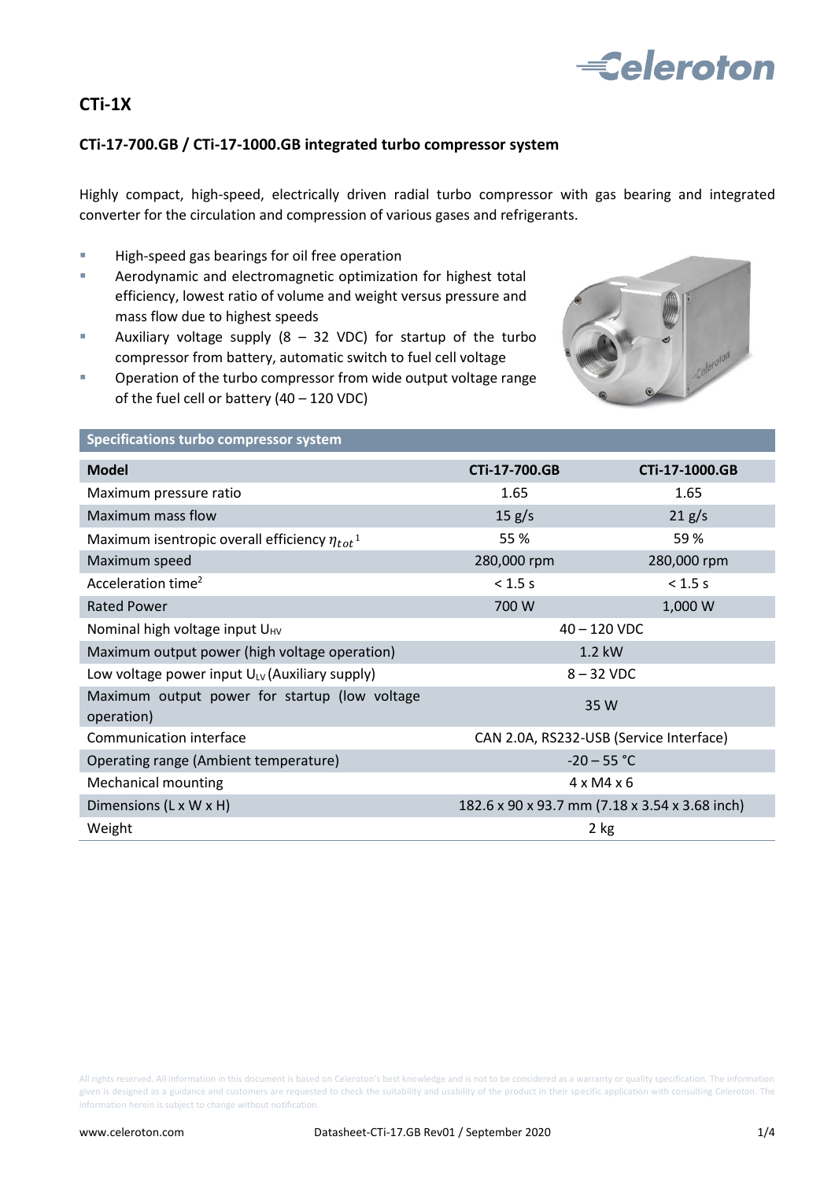# CTi-1X

## CTi-17-700.GB / CTi-17-1000.GB integrated turbo compressor system

Highly compact, high-speed, electrically driven radial turbo compressor with gas bearing and integrated converter for the circulation and compression of various gases and refrigerants.

- High-speed gas bearings for oil free operation
- Aerodynamic and electromagnetic optimization for highest total efficiency, lowest ratio of volume and weight versus pressure and mass flow due to highest speeds
- Auxiliary voltage supply (8 – 32 VDC) for startup of the turbo compressor from battery, automatic switch to fuel cell voltage
- Operation of the turbo compressor from wide output voltage range of the fuel cell or battery (40 – 120 VDC)

### Specifications turbo compressor system

| Model | CTi-17-700.GB | CTi-17-1000.GB |
| --- | --- | --- |
| Maximum pressure ratio | 1.65 | 1.65 |
| Maximum mass flow | 15 g/s | 21 g/s |
| Maximum isentropic overall efficiency $\eta_{tot}$[1] | 55 % | 59 % |
| Maximum speed | 280,000 rpm | 280,000 rpm |
| Acceleration time[2] | < 1.5 s | < 1.5 s |
| Rated Power | 700 W | 1,000 W |
| Nominal high voltage input $U_{HV}$ | 40 – 120 VDC | |
| Maximum output power (high voltage operation) | 1.2 kW | |
| Low voltage power input $U_{LV}$ (Auxiliary supply) | 8 – 32 VDC | |
| Maximum output power for startup (low voltage operation) | 35 W | |
| Communication interface | CAN 2.0A, RS232-USB (Service Interface) | |
| Operating range (Ambient temperature) | -20 – 55 °C | |
| Mechanical mounting | 4 x M4 x 6 | |
| Dimensions (L x W x H) | 182.6 x 90 x 93.7 mm (7.18 x 3.54 x 3.68 inch) | |
| Weight | 2 kg | |

All rights reserved. All information in this document is based on Celeroton's best knowledge and is not to be considered as a warranty or quality specification. The information given is designed as a guidance and customers are requested to check the suitability and usability of the product in their specific application with consulting Celeroton. The information herein is subject to change without notification.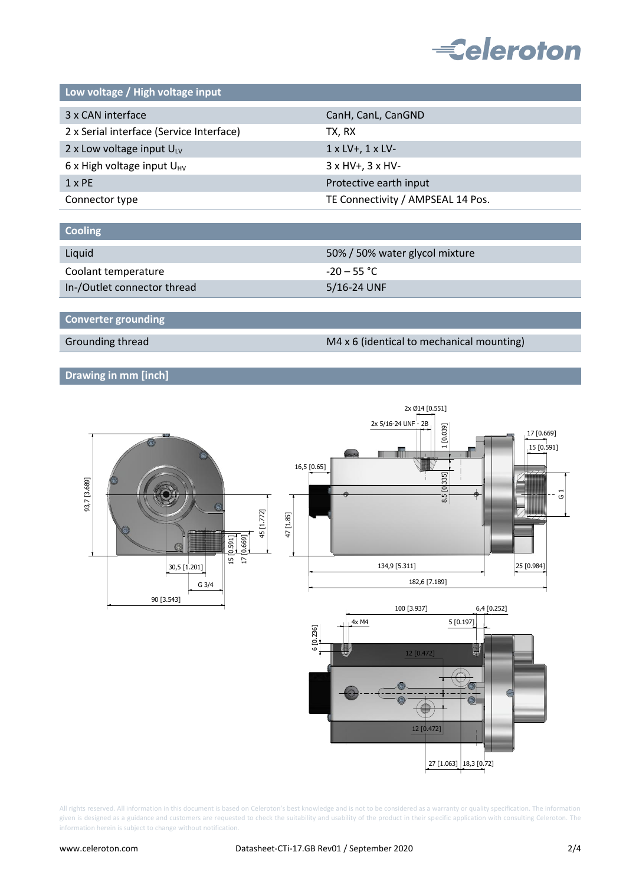## Low voltage / High voltage input

| | |
|---|---|
| 3 x CAN interface | CanH, CanL, CanGND |
| 2 x Serial interface (Service Interface) | TX, RX |
| 2 x Low voltage input $U_{LV}$ | 1 x LV+, 1 x LV- |
| 6 x High voltage input $U_{HV}$ | 3 x HV+, 3 x HV- |
| 1 x PE | Protective earth input |
| Connector type | TE Connectivity / AMPSEAL 14 Pos. |

## Cooling

| | |
|---|---|
| Liquid | 50% / 50% water glycol mixture |
| Coolant temperature | -20 – 55 °C |
| In-/Outlet connector thread | 5/16-24 UNF |

## Converter grounding

| | |
|---|---|
| Grounding thread | M4 x 6 (identical to mechanical mounting) |

## Drawing in mm [inch]

All rights reserved. All information in this document is based on Celeroton's best knowledge and is not to be considered as a warranty or quality specification. The information given is designed as a guidance and customers are requested to check the suitability and usability of the product in their specific application with consulting Celeroton. The information herein is subject to change without notification.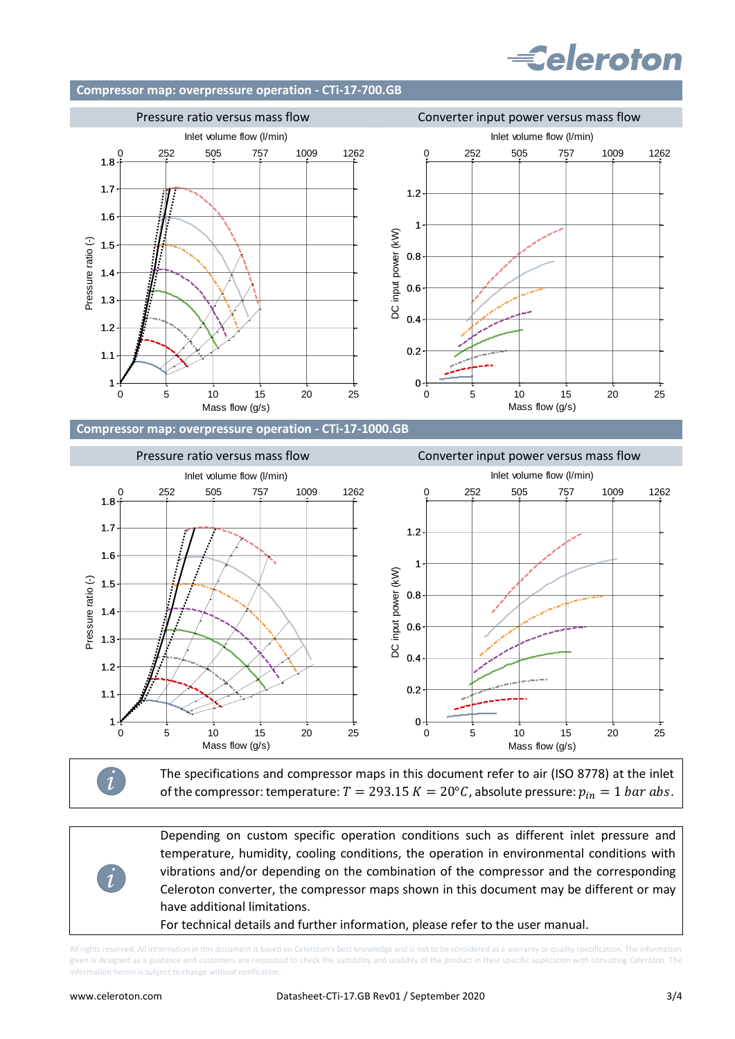## Compressor map: overpressure operation - CTi-17-700.GB

Pressure ratio versus mass flow

Converter input power versus mass flow

## Compressor map: overpressure operation - CTi-17-1000.GB

Pressure ratio versus mass flow

Converter input power versus mass flow

The specifications and compressor maps in this document refer to air (ISO 8778) at the inlet of the compressor: temperature: $T = 293.15\ K = 20°C$, absolute pressure: $p_{in} = 1\ bar\ abs.$

Depending on custom specific operation conditions such as different inlet pressure and temperature, humidity, cooling conditions, the operation in environmental conditions with vibrations and/or depending on the combination of the compressor and the corresponding Celeroton converter, the compressor maps shown in this document may be different or may have additional limitations.

For technical details and further information, please refer to the user manual.

All rights reserved. All information in this document is based on Celeroton's best knowledge and is not to be considered as a warranty or quality specification. The information given is designed as a guidance and customers are requested to check the suitability and usability of the product in their specific application with consulting Celeroton. The information herein is subject to change without notification.

www.celeroton.com Datasheet-CTi-17.GB Rev01 / September 2020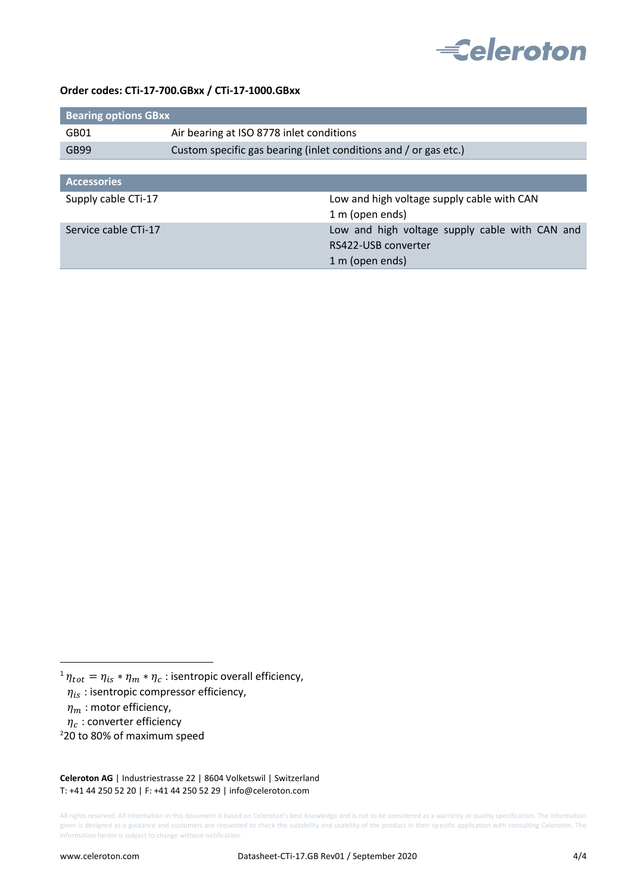**Order codes: CTi-17-700.GBxx / CTi-17-1000.GBxx**

| Bearing options GBxx | |
|---|---|
| GB01 | Air bearing at ISO 8778 inlet conditions |
| GB99 | Custom specific gas bearing (inlet conditions and / or gas etc.) |

| Accessories | |
|---|---|
| Supply cable CTi-17 | Low and high voltage supply cable with CAN<br>1 m (open ends) |
| Service cable CTi-17 | Low and high voltage supply cable with CAN and RS422-USB converter<br>1 m (open ends) |

[1] $\eta_{tot} = \eta_{is} * \eta_m * \eta_c$ : isentropic overall efficiency,
$\eta_{is}$ : isentropic compressor efficiency,
$\eta_m$ : motor efficiency,
$\eta_c$ : converter efficiency

[2] 20 to 80% of maximum speed

**Celeroton AG** | Industriestrasse 22 | 8604 Volketswil | Switzerland
T: +41 44 250 52 20 | F: +41 44 250 52 29 | info@celeroton.com

All rights reserved. All information in this document is based on Celeroton's best knowledge and is not to be considered as a warranty or quality specification. The information given is designed as a guidance and customers are requested to check the suitability and usability of the product in their specific application with consulting Celeroton. The information herein is subject to change without notification.

www.celeroton.com Datasheet-CTi-17.GB Rev01 / September 2020